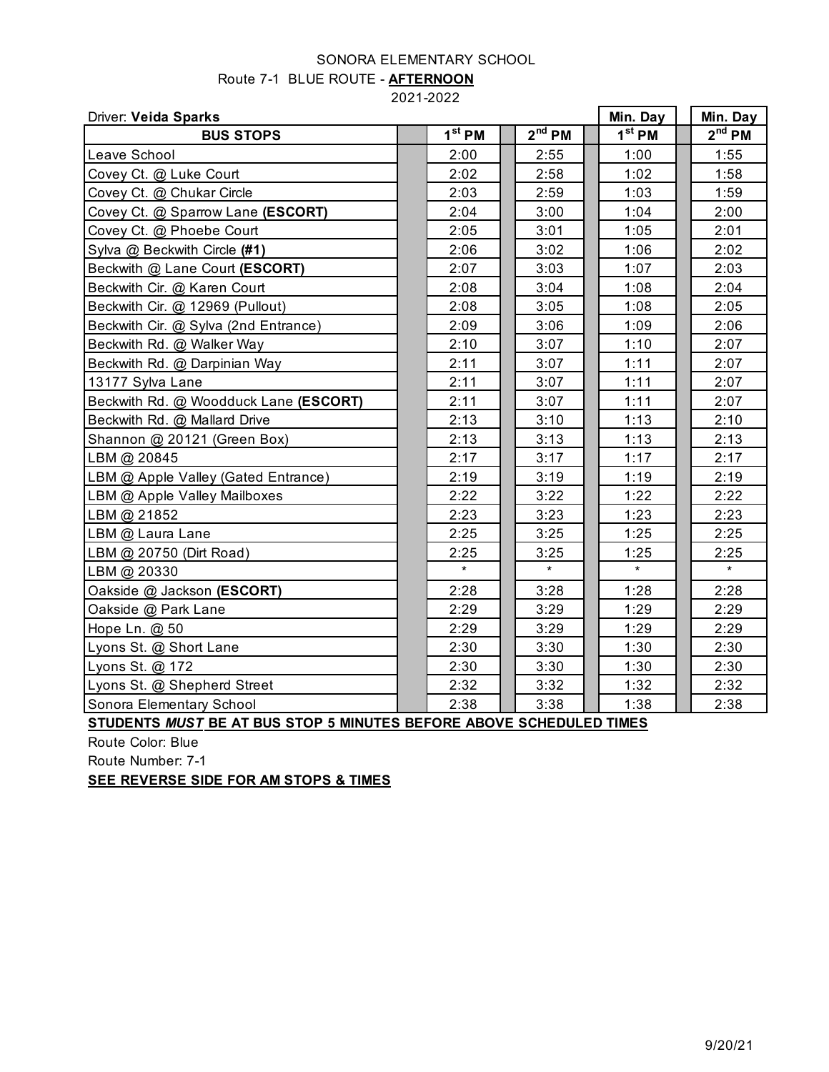# SONORA ELEMENTARY SCHOOL

## Route 7-1 BLUE ROUTE - **AFTERNOON**

2021-2022

Driver: **Veida Sparks**

| BUS STOPS | 1st PM | 2nd PM | Min. Day 1st PM | Min. Day 2nd PM |
|---|---|---|---|---|
| Leave School | 2:00 | 2:55 | 1:00 | 1:55 |
| Covey Ct. @ Luke Court | 2:02 | 2:58 | 1:02 | 1:58 |
| Covey Ct. @ Chukar Circle | 2:03 | 2:59 | 1:03 | 1:59 |
| Covey Ct. @ Sparrow Lane **(ESCORT)** | 2:04 | 3:00 | 1:04 | 2:00 |
| Covey Ct. @ Phoebe Court | 2:05 | 3:01 | 1:05 | 2:01 |
| Sylva @ Beckwith Circle **(#1)** | 2:06 | 3:02 | 1:06 | 2:02 |
| Beckwith @ Lane Court **(ESCORT)** | 2:07 | 3:03 | 1:07 | 2:03 |
| Beckwith Cir. @ Karen Court | 2:08 | 3:04 | 1:08 | 2:04 |
| Beckwith Cir. @ 12969 (Pullout) | 2:08 | 3:05 | 1:08 | 2:05 |
| Beckwith Cir. @ Sylva (2nd Entrance) | 2:09 | 3:06 | 1:09 | 2:06 |
| Beckwith Rd. @ Walker Way | 2:10 | 3:07 | 1:10 | 2:07 |
| Beckwith Rd. @ Darpinian Way | 2:11 | 3:07 | 1:11 | 2:07 |
| 13177 Sylva Lane | 2:11 | 3:07 | 1:11 | 2:07 |
| Beckwith Rd. @ Woodduck Lane **(ESCORT)** | 2:11 | 3:07 | 1:11 | 2:07 |
| Beckwith Rd. @ Mallard Drive | 2:13 | 3:10 | 1:13 | 2:10 |
| Shannon @ 20121 (Green Box) | 2:13 | 3:13 | 1:13 | 2:13 |
| LBM @ 20845 | 2:17 | 3:17 | 1:17 | 2:17 |
| LBM @ Apple Valley (Gated Entrance) | 2:19 | 3:19 | 1:19 | 2:19 |
| LBM @ Apple Valley Mailboxes | 2:22 | 3:22 | 1:22 | 2:22 |
| LBM @ 21852 | 2:23 | 3:23 | 1:23 | 2:23 |
| LBM @ Laura Lane | 2:25 | 3:25 | 1:25 | 2:25 |
| LBM @ 20750 (Dirt Road) | 2:25 | 3:25 | 1:25 | 2:25 |
| LBM @ 20330 | * | * | * | * |
| Oakside @ Jackson **(ESCORT)** | 2:28 | 3:28 | 1:28 | 2:28 |
| Oakside @ Park Lane | 2:29 | 3:29 | 1:29 | 2:29 |
| Hope Ln. @ 50 | 2:29 | 3:29 | 1:29 | 2:29 |
| Lyons St. @ Short Lane | 2:30 | 3:30 | 1:30 | 2:30 |
| Lyons St. @ 172 | 2:30 | 3:30 | 1:30 | 2:30 |
| Lyons St. @ Shepherd Street | 2:32 | 3:32 | 1:32 | 2:32 |
| Sonora Elementary School | 2:38 | 3:38 | 1:38 | 2:38 |

**STUDENTS *MUST* BE AT BUS STOP 5 MINUTES BEFORE ABOVE SCHEDULED TIMES**

Route Color: Blue

Route Number: 7-1

**SEE REVERSE SIDE FOR AM STOPS & TIMES**

9/20/21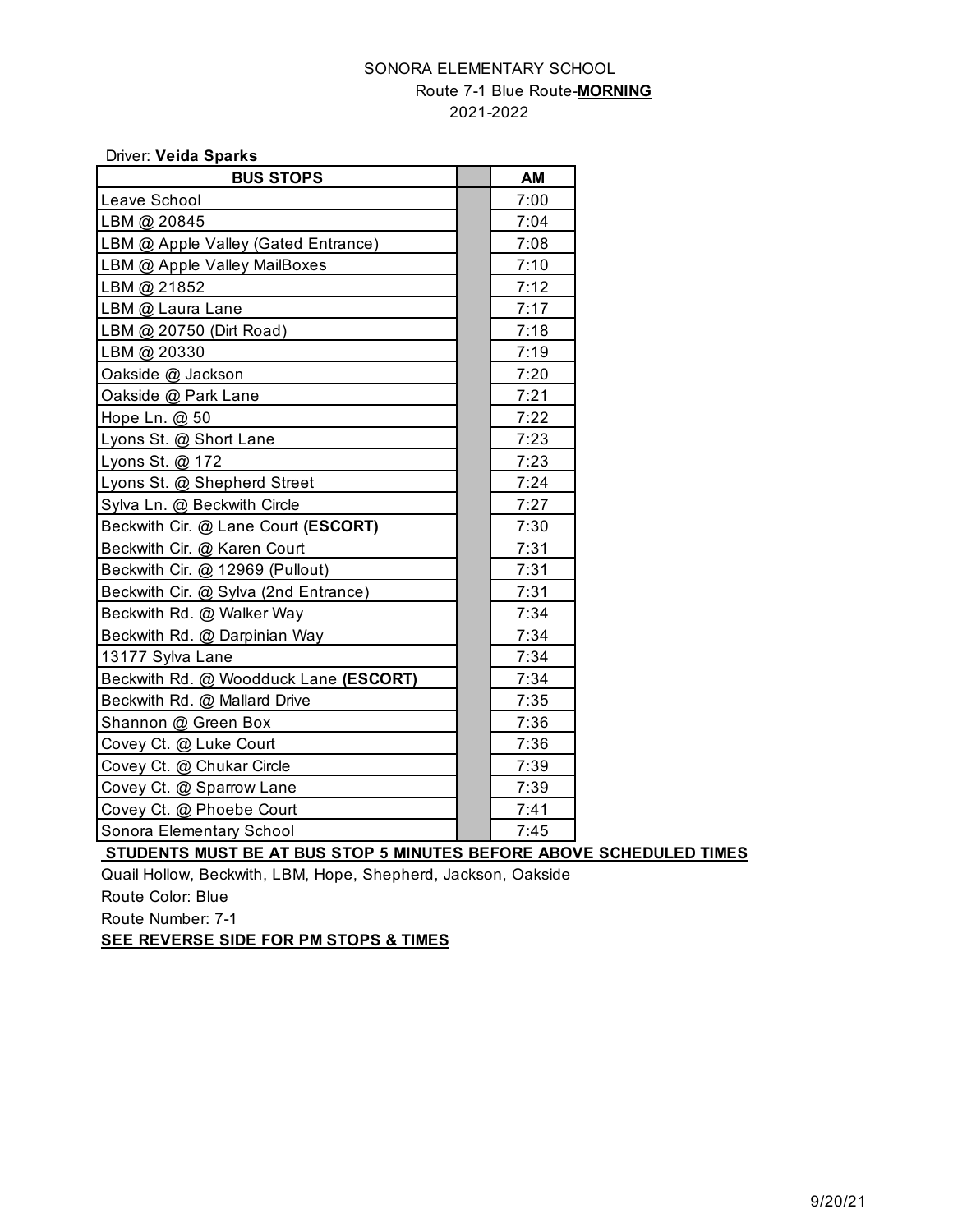SONORA ELEMENTARY SCHOOL

Route 7-1 Blue Route-**MORNING**

2021-2022

Driver: **Veida Sparks**

| BUS STOPS | | AM |
|---|---|---|
| Leave School | | 7:00 |
| LBM @ 20845 | | 7:04 |
| LBM @ Apple Valley (Gated Entrance) | | 7:08 |
| LBM @ Apple Valley MailBoxes | | 7:10 |
| LBM @ 21852 | | 7:12 |
| LBM @ Laura Lane | | 7:17 |
| LBM @ 20750 (Dirt Road) | | 7:18 |
| LBM @ 20330 | | 7:19 |
| Oakside @ Jackson | | 7:20 |
| Oakside @ Park Lane | | 7:21 |
| Hope Ln. @ 50 | | 7:22 |
| Lyons St. @ Short Lane | | 7:23 |
| Lyons St. @ 172 | | 7:23 |
| Lyons St. @ Shepherd Street | | 7:24 |
| Sylva Ln. @ Beckwith Circle | | 7:27 |
| Beckwith Cir. @ Lane Court **(ESCORT)** | | 7:30 |
| Beckwith Cir. @ Karen Court | | 7:31 |
| Beckwith Cir. @ 12969 (Pullout) | | 7:31 |
| Beckwith Cir. @ Sylva (2nd Entrance) | | 7:31 |
| Beckwith Rd. @ Walker Way | | 7:34 |
| Beckwith Rd. @ Darpinian Way | | 7:34 |
| 13177 Sylva Lane | | 7:34 |
| Beckwith Rd. @ Woodduck Lane **(ESCORT)** | | 7:34 |
| Beckwith Rd. @ Mallard Drive | | 7:35 |
| Shannon @ Green Box | | 7:36 |
| Covey Ct. @ Luke Court | | 7:36 |
| Covey Ct. @ Chukar Circle | | 7:39 |
| Covey Ct. @ Sparrow Lane | | 7:39 |
| Covey Ct. @ Phoebe Court | | 7:41 |
| Sonora Elementary School | | 7:45 |

**STUDENTS MUST BE AT BUS STOP 5 MINUTES BEFORE ABOVE SCHEDULED TIMES**

Quail Hollow, Beckwith, LBM, Hope, Shepherd, Jackson, Oakside

Route Color: Blue

Route Number: 7-1

**SEE REVERSE SIDE FOR PM STOPS & TIMES**

9/20/21